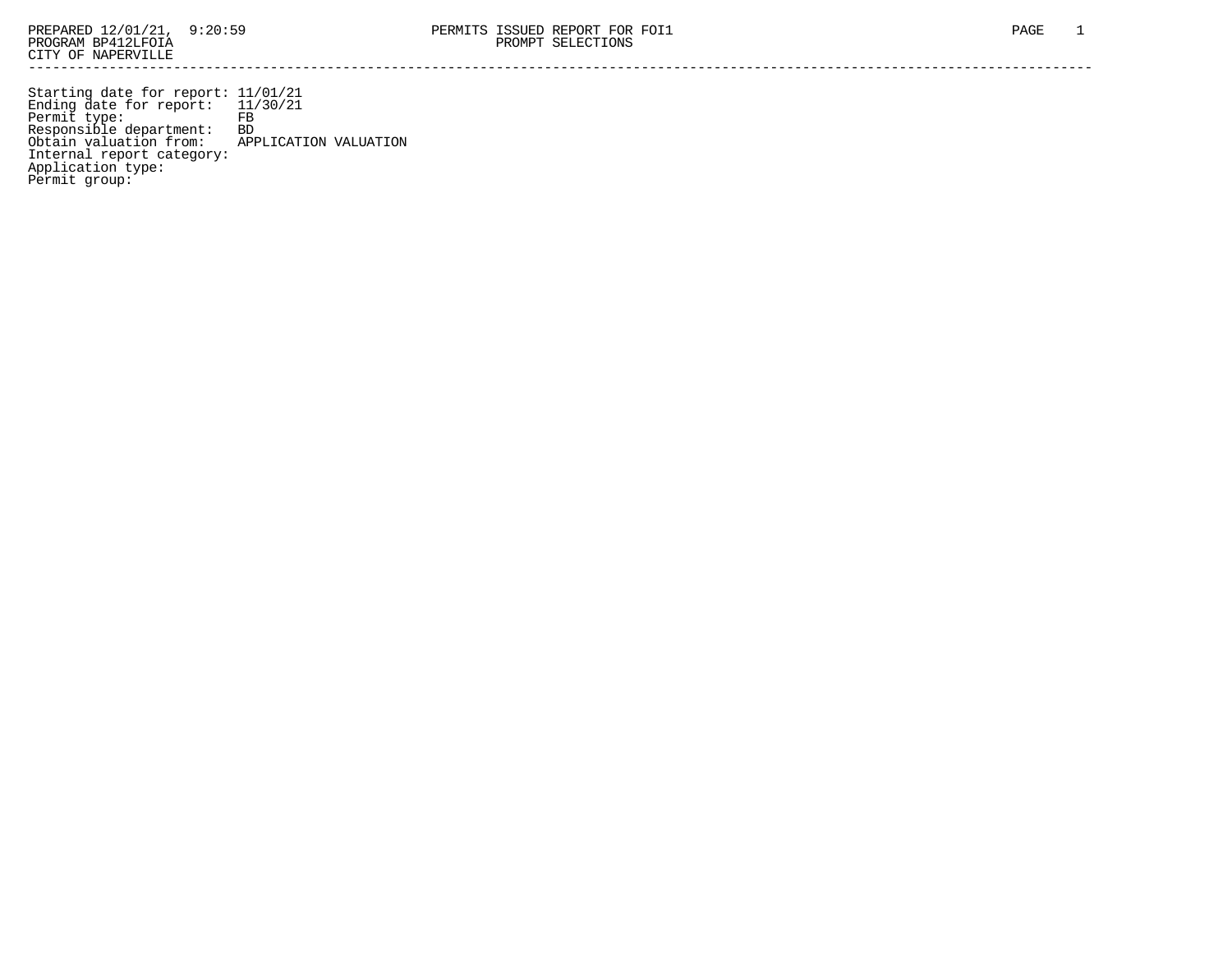PREPARED 12/01/21, 9:20:59 PERMITS ISSUED REPORT FOR FOI1
PROGRAM BP412LFOIA PROMPT SELECTIONS
CITY OF NAPERVILLE

---

```
Starting date for report: 11/01/21
Ending date for report:   11/30/21
Permit type:              FB
Responsible department:   BD
Obtain valuation from:    APPLICATION VALUATION
Internal report category:
Application type:
Permit group:
```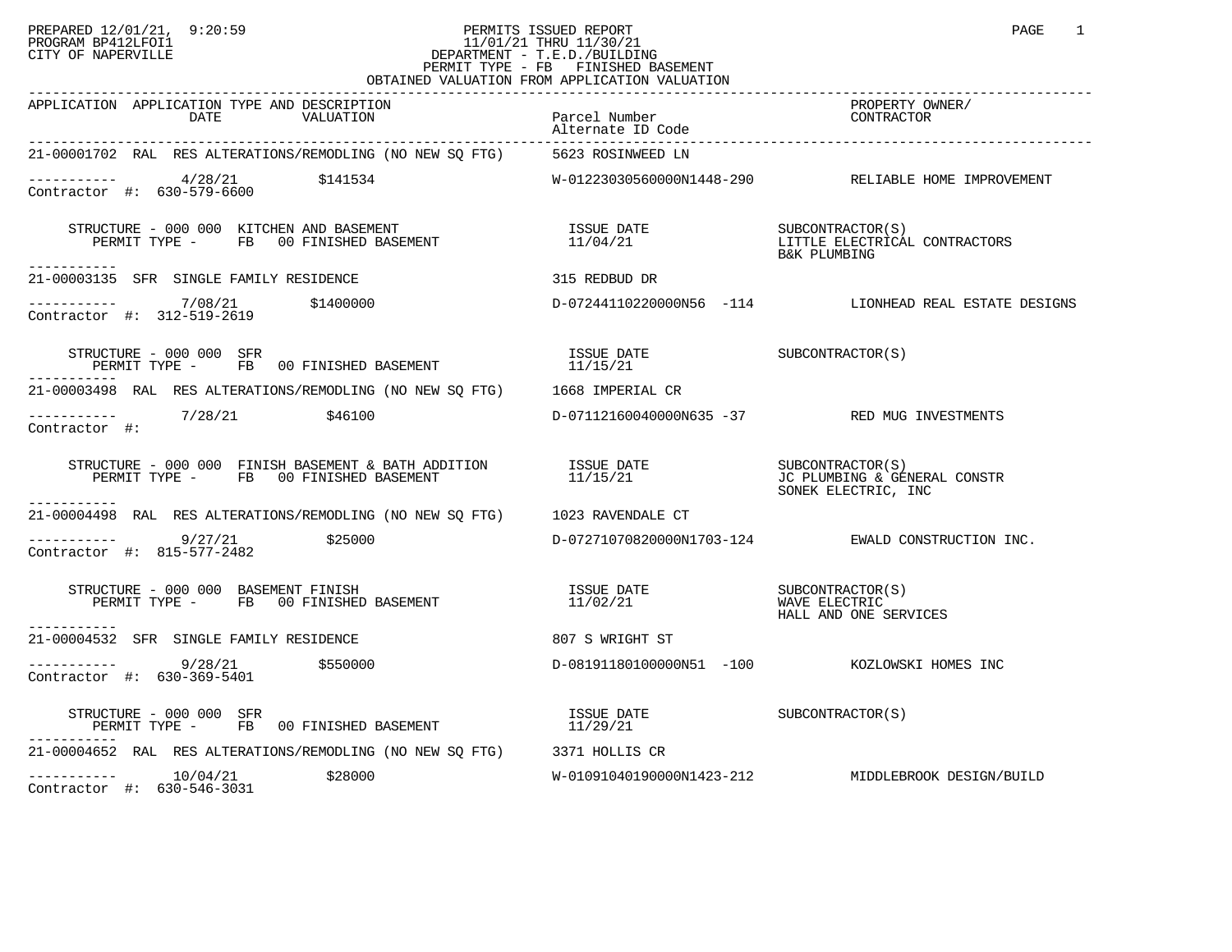PREPARED 12/01/21, 9:20:59
PROGRAM BP412LFOI1
CITY OF NAPERVILLE

# PERMITS ISSUED REPORT

11/01/21 THRU 11/30/21
DEPARTMENT - T.E.D./BUILDING
PERMIT TYPE - FB FINISHED BASEMENT
OBTAINED VALUATION FROM APPLICATION VALUATION

| APPLICATION | APPLICATION TYPE AND DESCRIPTION / DATE / VALUATION | Parcel Number / Alternate ID Code | PROPERTY OWNER/ CONTRACTOR |
|---|---|---|---|
| 21-00001702 | RAL RES ALTERATIONS/REMODLING (NO NEW SQ FTG) | 5623 ROSINWEED LN | |
| Contractor #: 630-579-6600 | 4/28/21 $141534 | W-01223030560000N1448-290 | RELIABLE HOME IMPROVEMENT |
| | STRUCTURE - 000 000 KITCHEN AND BASEMENT / PERMIT TYPE - FB 00 FINISHED BASEMENT | ISSUE DATE 11/04/21 | SUBCONTRACTOR(S): LITTLE ELECTRICAL CONTRACTORS; B&K PLUMBING |
| 21-00003135 | SFR SINGLE FAMILY RESIDENCE | 315 REDBUD DR | |
| Contractor #: 312-519-2619 | 7/08/21 $1400000 | D-07244110220000N56 -114 | LIONHEAD REAL ESTATE DESIGNS |
| | STRUCTURE - 000 000 SFR / PERMIT TYPE - FB 00 FINISHED BASEMENT | ISSUE DATE 11/15/21 | SUBCONTRACTOR(S) |
| 21-00003498 | RAL RES ALTERATIONS/REMODLING (NO NEW SQ FTG) | 1668 IMPERIAL CR | |
| Contractor #: | 7/28/21 $46100 | D-07112160040000N635 -37 | RED MUG INVESTMENTS |
| | STRUCTURE - 000 000 FINISH BASEMENT & BATH ADDITION / PERMIT TYPE - FB 00 FINISHED BASEMENT | ISSUE DATE 11/15/21 | SUBCONTRACTOR(S): JC PLUMBING & GENERAL CONSTR; SONEK ELECTRIC, INC |
| 21-00004498 | RAL RES ALTERATIONS/REMODLING (NO NEW SQ FTG) | 1023 RAVENDALE CT | |
| Contractor #: 815-577-2482 | 9/27/21 $25000 | D-07271070820000N1703-124 | EWALD CONSTRUCTION INC. |
| | STRUCTURE - 000 000 BASEMENT FINISH / PERMIT TYPE - FB 00 FINISHED BASEMENT | ISSUE DATE 11/02/21 | SUBCONTRACTOR(S): WAVE ELECTRIC; HALL AND ONE SERVICES |
| 21-00004532 | SFR SINGLE FAMILY RESIDENCE | 807 S WRIGHT ST | |
| Contractor #: 630-369-5401 | 9/28/21 $550000 | D-08191180100000N51 -100 | KOZLOWSKI HOMES INC |
| | STRUCTURE - 000 000 SFR / PERMIT TYPE - FB 00 FINISHED BASEMENT | ISSUE DATE 11/29/21 | SUBCONTRACTOR(S) |
| 21-00004652 | RAL RES ALTERATIONS/REMODLING (NO NEW SQ FTG) | 3371 HOLLIS CR | |
| Contractor #: 630-546-3031 | 10/04/21 $28000 | W-01091040190000N1423-212 | MIDDLEBROOK DESIGN/BUILD |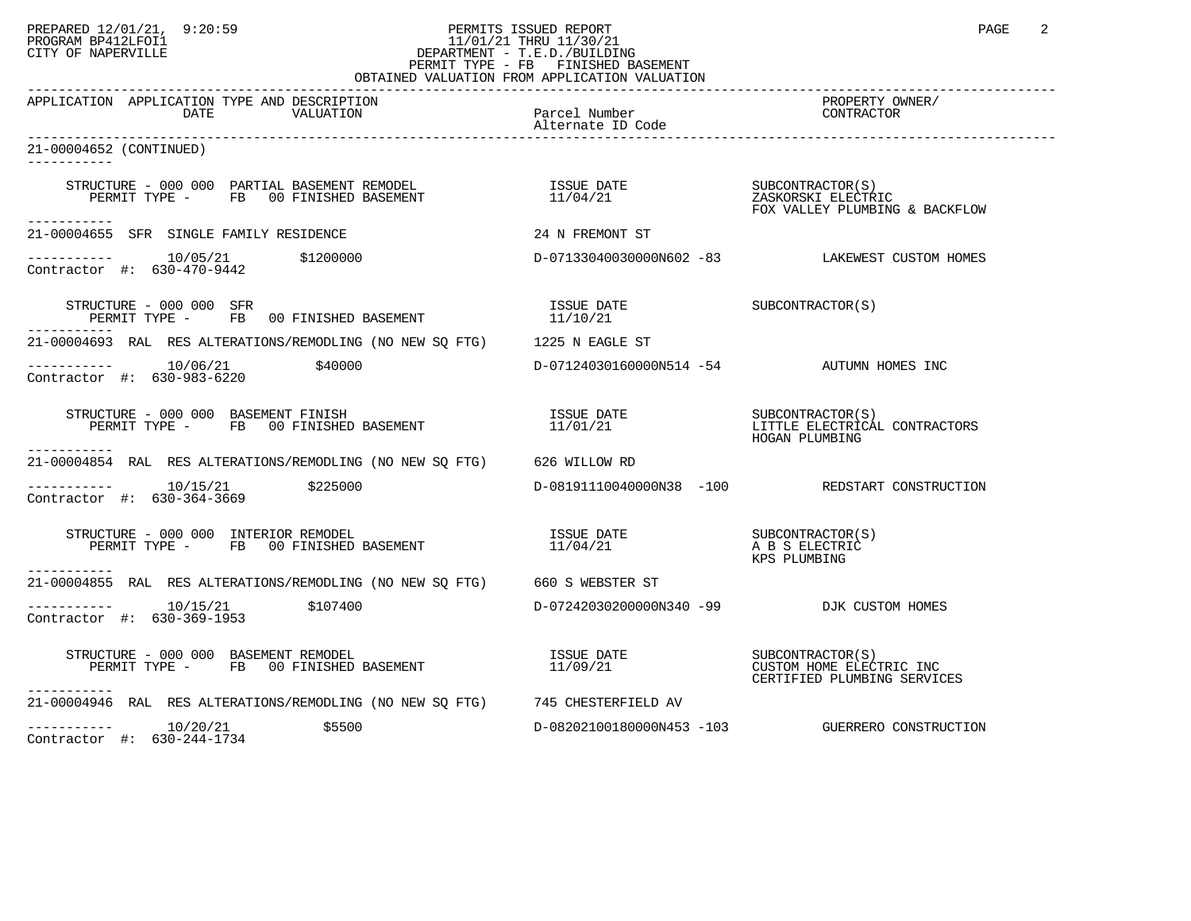PREPARED 12/01/21, 9:20:59
PROGRAM BP412LFOI1
CITY OF NAPERVILLE

PERMITS ISSUED REPORT
11/01/21 THRU 11/30/21
DEPARTMENT - T.E.D./BUILDING
PERMIT TYPE - FB FINISHED BASEMENT
OBTAINED VALUATION FROM APPLICATION VALUATION

| APPLICATION | APPLICATION TYPE AND DESCRIPTION / DATE / VALUATION | Parcel Number / Alternate ID Code | PROPERTY OWNER/ CONTRACTOR |
|---|---|---|---|
| 21-00004652 (CONTINUED) | | | |
| | STRUCTURE - 000 000 PARTIAL BASEMENT REMODEL<br>PERMIT TYPE - FB 00 FINISHED BASEMENT | ISSUE DATE 11/04/21 | SUBCONTRACTOR(S)<br>ZASKORSKI ELECTRIC<br>FOX VALLEY PLUMBING & BACKFLOW |
| 21-00004655 | SFR SINGLE FAMILY RESIDENCE | 24 N FREMONT ST | |
| | 10/05/21 $1200000 | D-07133040030000N602 -83 | LAKEWEST CUSTOM HOMES |
| Contractor #: 630-470-9442 | | | |
| | STRUCTURE - 000 000 SFR<br>PERMIT TYPE - FB 00 FINISHED BASEMENT | ISSUE DATE 11/10/21 | SUBCONTRACTOR(S) |
| 21-00004693 | RAL RES ALTERATIONS/REMODLING (NO NEW SQ FTG) | 1225 N EAGLE ST | |
| | 10/06/21 $40000 | D-07124030160000N514 -54 | AUTUMN HOMES INC |
| Contractor #: 630-983-6220 | | | |
| | STRUCTURE - 000 000 BASEMENT FINISH<br>PERMIT TYPE - FB 00 FINISHED BASEMENT | ISSUE DATE 11/01/21 | SUBCONTRACTOR(S)<br>LITTLE ELECTRICAL CONTRACTORS<br>HOGAN PLUMBING |
| 21-00004854 | RAL RES ALTERATIONS/REMODLING (NO NEW SQ FTG) | 626 WILLOW RD | |
| | 10/15/21 $225000 | D-08191110040000N38 -100 | REDSTART CONSTRUCTION |
| Contractor #: 630-364-3669 | | | |
| | STRUCTURE - 000 000 INTERIOR REMODEL<br>PERMIT TYPE - FB 00 FINISHED BASEMENT | ISSUE DATE 11/04/21 | SUBCONTRACTOR(S)<br>A B S ELECTRIC<br>KPS PLUMBING |
| 21-00004855 | RAL RES ALTERATIONS/REMODLING (NO NEW SQ FTG) | 660 S WEBSTER ST | |
| | 10/15/21 $107400 | D-07242030200000N340 -99 | DJK CUSTOM HOMES |
| Contractor #: 630-369-1953 | | | |
| | STRUCTURE - 000 000 BASEMENT REMODEL<br>PERMIT TYPE - FB 00 FINISHED BASEMENT | ISSUE DATE 11/09/21 | SUBCONTRACTOR(S)<br>CUSTOM HOME ELECTRIC INC<br>CERTIFIED PLUMBING SERVICES |
| 21-00004946 | RAL RES ALTERATIONS/REMODLING (NO NEW SQ FTG) | 745 CHESTERFIELD AV | |
| | 10/20/21 $5500 | D-08202100180000N453 -103 | GUERRERO CONSTRUCTION |
| Contractor #: 630-244-1734 | | | |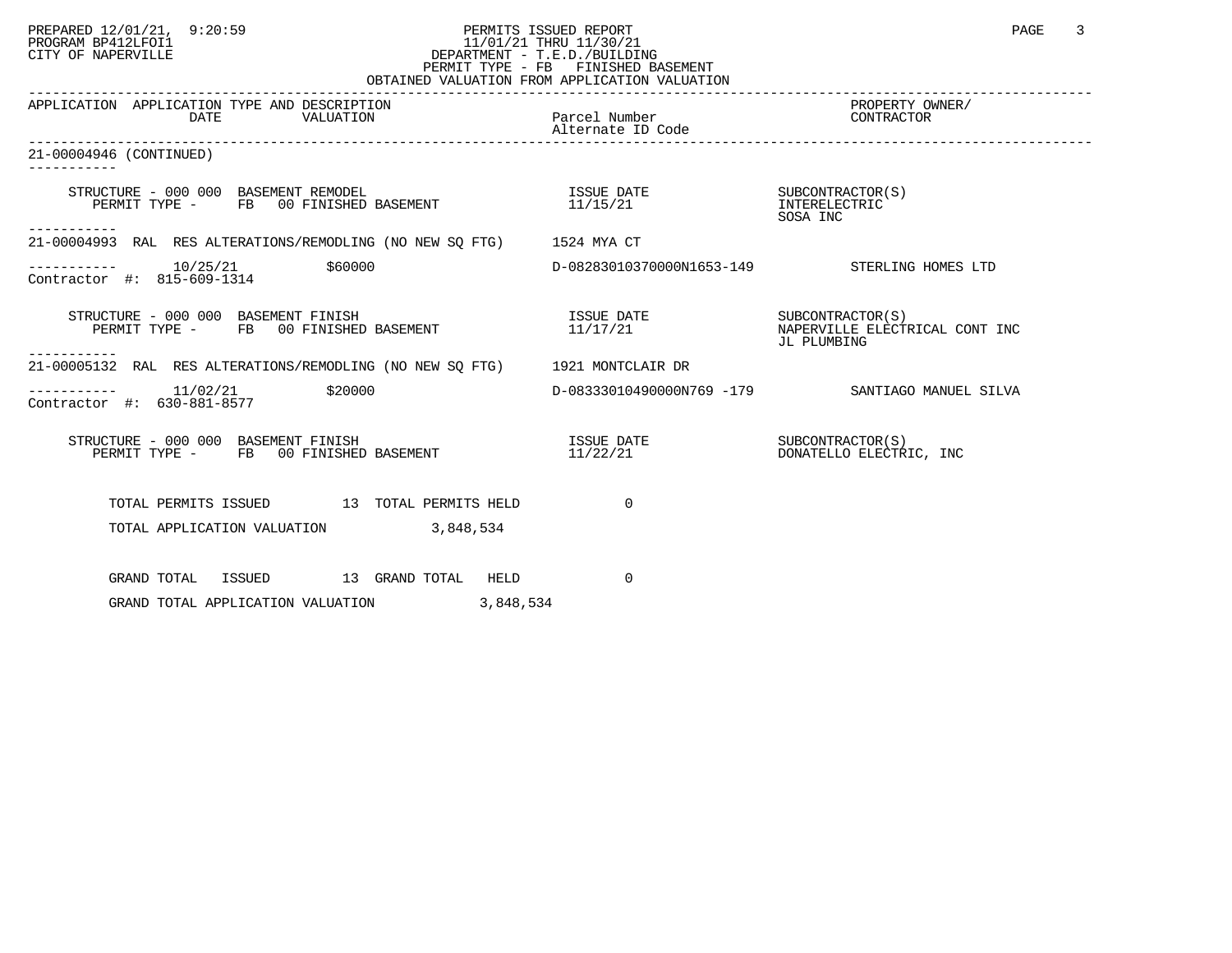PREPARED 12/01/21, 9:20:59
PROGRAM BP412LFOI1
CITY OF NAPERVILLE

PERMITS ISSUED REPORT
11/01/21 THRU 11/30/21
DEPARTMENT - T.E.D./BUILDING
PERMIT TYPE - FB FINISHED BASEMENT
OBTAINED VALUATION FROM APPLICATION VALUATION

| APPLICATION | APPLICATION TYPE AND DESCRIPTION DATE VALUATION | Parcel Number Alternate ID Code | PROPERTY OWNER/ CONTRACTOR |
|---|---|---|---|

21-00004946 (CONTINUED)

STRUCTURE - 000 000 BASEMENT REMODEL
PERMIT TYPE - FB 00 FINISHED BASEMENT
ISSUE DATE 11/15/21
SUBCONTRACTOR(S)
INTERELECTRIC
SOSA INC

21-00004993 RAL RES ALTERATIONS/REMODLING (NO NEW SQ FTG) 1524 MYA CT
10/25/21 $60000 D-08283010370000N1653-149 STERLING HOMES LTD
Contractor #: 815-609-1314

STRUCTURE - 000 000 BASEMENT FINISH
PERMIT TYPE - FB 00 FINISHED BASEMENT
ISSUE DATE 11/17/21
SUBCONTRACTOR(S)
NAPERVILLE ELECTRICAL CONT INC
JL PLUMBING

21-00005132 RAL RES ALTERATIONS/REMODLING (NO NEW SQ FTG) 1921 MONTCLAIR DR
11/02/21 $20000 D-08333010490000N769 -179 SANTIAGO MANUEL SILVA
Contractor #: 630-881-8577

STRUCTURE - 000 000 BASEMENT FINISH
PERMIT TYPE - FB 00 FINISHED BASEMENT
ISSUE DATE 11/22/21
SUBCONTRACTOR(S)
DONATELLO ELECTRIC, INC

TOTAL PERMITS ISSUED 13 TOTAL PERMITS HELD 0

TOTAL APPLICATION VALUATION 3,848,534

GRAND TOTAL ISSUED 13 GRAND TOTAL HELD 0

GRAND TOTAL APPLICATION VALUATION 3,848,534